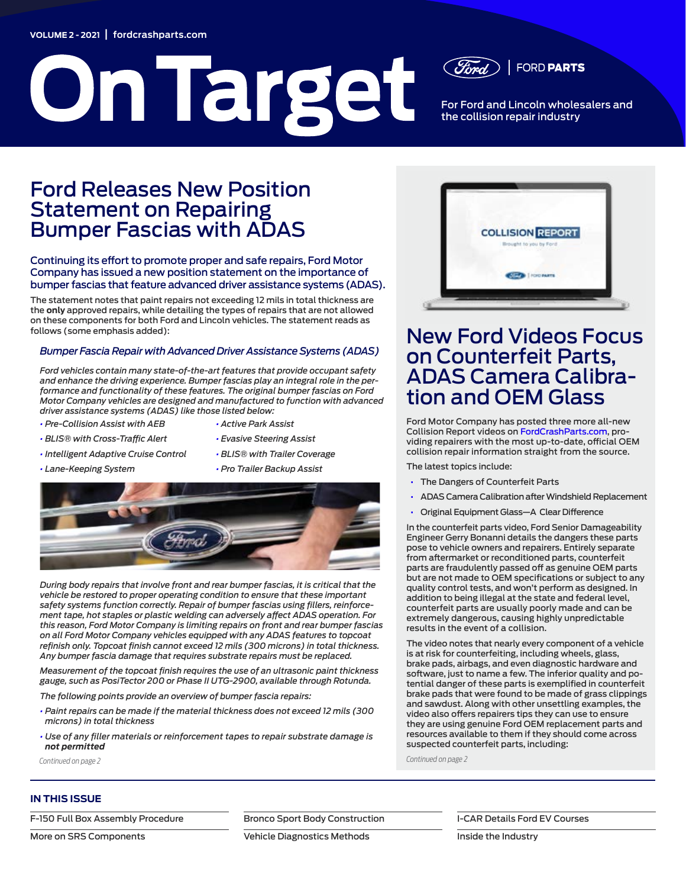VOLUME 2 - 2021 | fordcrashparts.com

# On Target

FORD PARTS

For Ford and Lincoln wholesalers and the collision repair industry

## Ford Releases New Position Statement on Repairing Bumper Fascias with ADAS

**Continuing its effort to promote proper and safe repairs, Ford Motor Company has issued a new position statement on the importance of bumper fascias that feature advanced driver assistance systems (ADAS).**

The statement notes that paint repairs not exceeding 12 mils in total thickness are the **only** approved repairs, while detailing the types of repairs that are not allowed on these components for both Ford and Lincoln vehicles. The statement reads as follows (some emphasis added):

### *Bumper Fascia Repair with Advanced Driver Assistance Systems (ADAS)*

*Ford vehicles contain many state-of-the-art features that provide occupant safety and enhance the driving experience. Bumper fascias play an integral role in the performance and functionality of these features. The original bumper fascias on Ford Motor Company vehicles are designed and manufactured to function with advanced driver assistance systems (ADAS) like those listed below:*

- *Pre-Collision Assist with AEB*
- *BLIS® with Cross-Traffic Alert*
- *Intelligent Adaptive Cruise Control*
- *Lane-Keeping System*
- *Active Park Assist*
- *Evasive Steering Assist*
- *BLIS® with Trailer Coverage*
- *Pro Trailer Backup Assist*

*During body repairs that involve front and rear bumper fascias, it is critical that the vehicle be restored to proper operating condition to ensure that these important safety systems function correctly. Repair of bumper fascias using fillers, reinforcement tape, hot staples or plastic welding can adversely affect ADAS operation. For this reason, Ford Motor Company is limiting repairs on front and rear bumper fascias on all Ford Motor Company vehicles equipped with any ADAS features to topcoat refinish only. Topcoat finish cannot exceed 12 mils (300 microns) in total thickness. Any bumper fascia damage that requires substrate repairs must be replaced.*

*Measurement of the topcoat finish requires the use of an ultrasonic paint thickness gauge, such as PosiTector 200 or Phase II UTG-2900, available through Rotunda.*

*The following points provide an overview of bumper fascia repairs:*

- *Paint repairs can be made if the material thickness does not exceed 12 mils (300 microns) in total thickness*
- *Use of any filler materials or reinforcement tapes to repair substrate damage is **not permitted***

*Continued on page 2*

COLLISION REPORT
Brought to you by Ford

## New Ford Videos Focus on Counterfeit Parts, ADAS Camera Calibration and OEM Glass

Ford Motor Company has posted three more all-new Collision Report videos on FordCrashParts.com, providing repairers with the most up-to-date, official OEM collision repair information straight from the source.

The latest topics include:

- The Dangers of Counterfeit Parts
- ADAS Camera Calibration after Windshield Replacement
- Original Equipment Glass—A Clear Difference

In the counterfeit parts video, Ford Senior Damageability Engineer Gerry Bonanni details the dangers these parts pose to vehicle owners and repairers. Entirely separate from aftermarket or reconditioned parts, counterfeit parts are fraudulently passed off as genuine OEM parts but are not made to OEM specifications or subject to any quality control tests, and won't perform as designed. In addition to being illegal at the state and federal level, counterfeit parts are usually poorly made and can be extremely dangerous, causing highly unpredictable results in the event of a collision.

The video notes that nearly every component of a vehicle is at risk for counterfeiting, including wheels, glass, brake pads, airbags, and even diagnostic hardware and software, just to name a few. The inferior quality and potential danger of these parts is exemplified in counterfeit brake pads that were found to be made of grass clippings and sawdust. Along with other unsettling examples, the video also offers repairers tips they can use to ensure they are using genuine Ford OEM replacement parts and resources available to them if they should come across suspected counterfeit parts, including:

*Continued on page 2*

## IN THIS ISSUE

| | | |
|---|---|---|
| F-150 Full Box Assembly Procedure | Bronco Sport Body Construction | I-CAR Details Ford EV Courses |
| More on SRS Components | Vehicle Diagnostics Methods | Inside the Industry |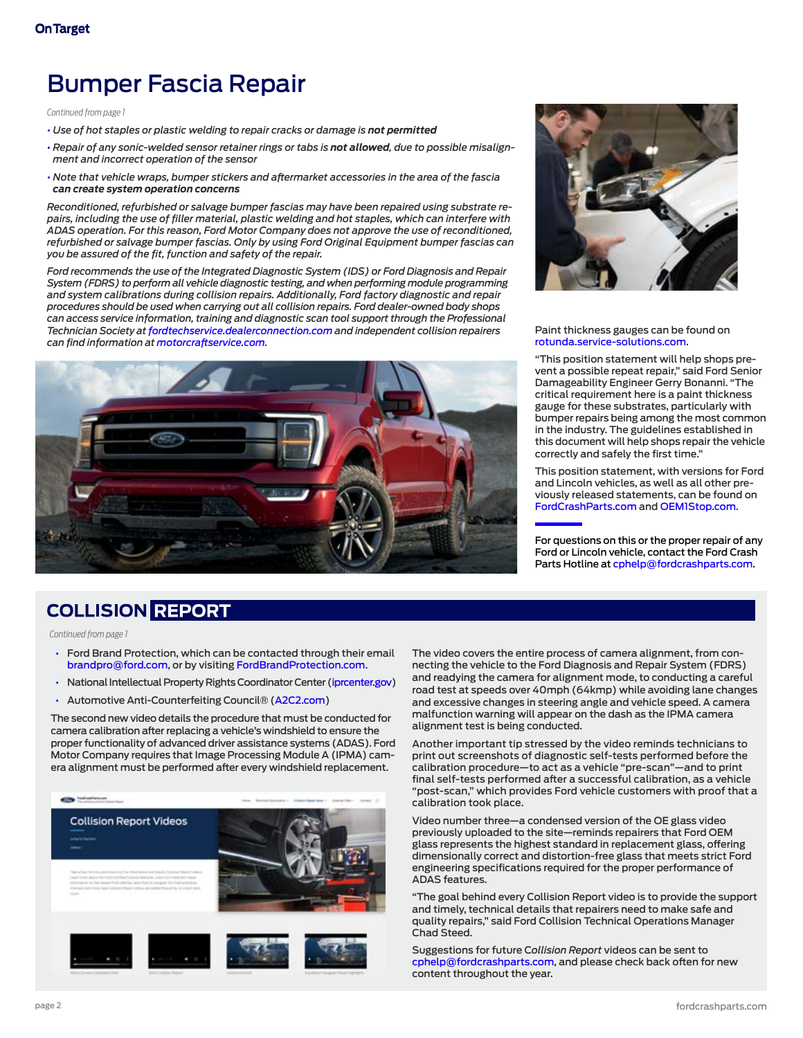# Bumper Fascia Repair

*Continued from page 1*

- *Use of hot staples or plastic welding to repair cracks or damage is **not permitted***
- *Repair of any sonic-welded sensor retainer rings or tabs is **not allowed**, due to possible misalignment and incorrect operation of the sensor*
- *Note that vehicle wraps, bumper stickers and aftermarket accessories in the area of the fascia **can create system operation concerns***

*Reconditioned, refurbished or salvage bumper fascias may have been repaired using substrate repairs, including the use of filler material, plastic welding and hot staples, which can interfere with ADAS operation. For this reason, Ford Motor Company does not approve the use of reconditioned, refurbished or salvage bumper fascias. Only by using Ford Original Equipment bumper fascias can you be assured of the fit, function and safety of the repair.*

*Ford recommends the use of the Integrated Diagnostic System (IDS) or Ford Diagnosis and Repair System (FDRS) to perform all vehicle diagnostic testing, and when performing module programming and system calibrations during collision repairs. Additionally, Ford factory diagnostic and repair procedures should be used when carrying out all collision repairs. Ford dealer-owned body shops can access service information, training and diagnostic scan tool support through the Professional Technician Society at fordtechservice.dealerconnection.com and independent collision repairers can find information at motorcraftservice.com.*

Paint thickness gauges can be found on rotunda.service-solutions.com.

"This position statement will help shops prevent a possible repeat repair," said Ford Senior Damageability Engineer Gerry Bonanni. "The critical requirement here is a paint thickness gauge for these substrates, particularly with bumper repairs being among the most common in the industry. The guidelines established in this document will help shops repair the vehicle correctly and safely the first time."

This position statement, with versions for Ford and Lincoln vehicles, as well as all other previously released statements, can be found on FordCrashParts.com and OEM1Stop.com.

For questions on this or the proper repair of any Ford or Lincoln vehicle, contact the Ford Crash Parts Hotline at cphelp@fordcrashparts.com.

# COLLISION REPORT

*Continued from page 1*

- Ford Brand Protection, which can be contacted through their email brandpro@ford.com, or by visiting FordBrandProtection.com.
- National Intellectual Property Rights Coordinator Center (iprcenter.gov)
- Automotive Anti-Counterfeiting Council® (A2C2.com)

The second new video details the procedure that must be conducted for camera calibration after replacing a vehicle's windshield to ensure the proper functionality of advanced driver assistance systems (ADAS). Ford Motor Company requires that Image Processing Module A (IPMA) camera alignment must be performed after every windshield replacement.

The video covers the entire process of camera alignment, from connecting the vehicle to the Ford Diagnosis and Repair System (FDRS) and readying the camera for alignment mode, to conducting a careful road test at speeds over 40mph (64kmp) while avoiding lane changes and excessive changes in steering angle and vehicle speed. A camera malfunction warning will appear on the dash as the IPMA camera alignment test is being conducted.

Another important tip stressed by the video reminds technicians to print out screenshots of diagnostic self-tests performed before the calibration procedure—to act as a vehicle "pre-scan"—and to print final self-tests performed after a successful calibration, as a vehicle "post-scan," which provides Ford vehicle customers with proof that a calibration took place.

Video number three—a condensed version of the OE glass video previously uploaded to the site—reminds repairers that Ford OEM glass represents the highest standard in replacement glass, offering dimensionally correct and distortion-free glass that meets strict Ford engineering specifications required for the proper performance of ADAS features.

"The goal behind every Collision Report video is to provide the support and timely, technical details that repairers need to make safe and quality repairs," said Ford Collision Technical Operations Manager Chad Steed.

Suggestions for future *Collision Report* videos can be sent to cphelp@fordcrashparts.com, and please check back often for new content throughout the year.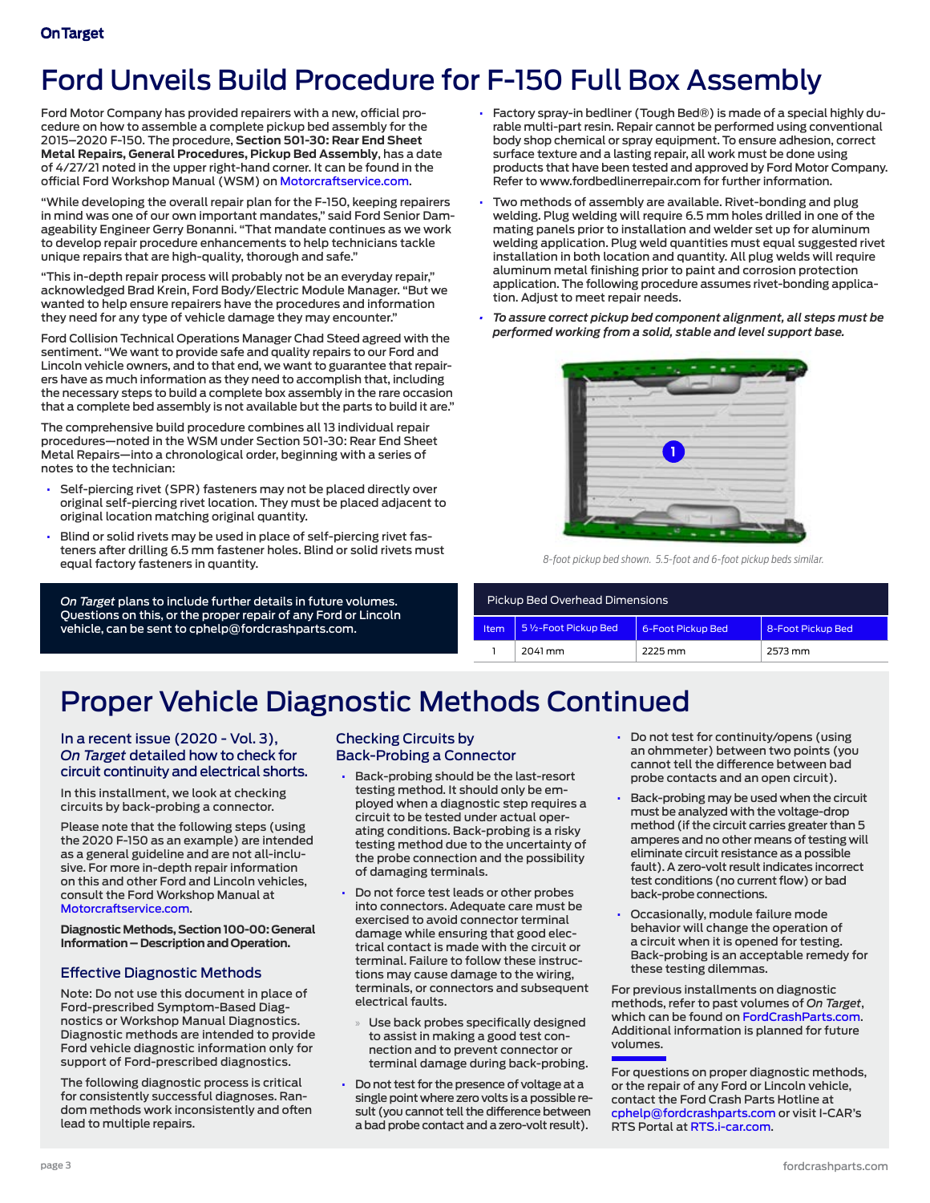# Ford Unveils Build Procedure for F-150 Full Box Assembly

Ford Motor Company has provided repairers with a new, official procedure on how to assemble a complete pickup bed assembly for the 2015–2020 F-150. The procedure, **Section 501-30: Rear End Sheet Metal Repairs, General Procedures, Pickup Bed Assembly**, has a date of 4/27/21 noted in the upper right-hand corner. It can be found in the official Ford Workshop Manual (WSM) on Motorcraftservice.com.

"While developing the overall repair plan for the F-150, keeping repairers in mind was one of our own important mandates," said Ford Senior Dam­ageability Engineer Gerry Bonanni. "That mandate continues as we work to develop repair procedure enhancements to help technicians tackle unique repairs that are high-quality, thorough and safe."

"This in-depth repair process will probably not be an everyday repair," acknowledged Brad Krein, Ford Body/Electric Module Manager. "But we wanted to help ensure repairers have the procedures and information they need for any type of vehicle damage they may encounter."

Ford Collision Technical Operations Manager Chad Steed agreed with the sentiment. "We want to provide safe and quality repairs to our Ford and Lincoln vehicle owners, and to that end, we want to guarantee that repairers have as much information as they need to accomplish that, including the necessary steps to build a complete box assembly in the rare occasion that a complete bed assembly is not available but the parts to build it are."

The comprehensive build procedure combines all 13 individual repair procedures—noted in the WSM under Section 501-30: Rear End Sheet Metal Repairs—into a chronological order, beginning with a series of notes to the technician:

- Self-piercing rivet (SPR) fasteners may not be placed directly over original self-piercing rivet location. They must be placed adjacent to original location matching original quantity.
- Blind or solid rivets may be used in place of self-piercing rivet fasteners after drilling 6.5 mm fastener holes. Blind or solid rivets must equal factory fasteners in quantity.
- Factory spray-in bedliner (Tough Bed®) is made of a special highly durable multi-part resin. Repair cannot be performed using conventional body shop chemical or spray equipment. To ensure adhesion, correct surface texture and a lasting repair, all work must be done using products that have been tested and approved by Ford Motor Company. Refer to www.fordbedlinerrepair.com for further information.
- Two methods of assembly are available. Rivet-bonding and plug welding. Plug welding will require 6.5 mm holes drilled in one of the mating panels prior to installation and welder set up for aluminum welding application. Plug weld quantities must equal suggested rivet installation in both location and quantity. All plug welds will require aluminum metal finishing prior to paint and corrosion protection application. The following procedure assumes rivet-bonding application. Adjust to meet repair needs.
- ***To assure correct pickup bed component alignment, all steps must be performed working from a solid, stable and level support base.***

*8-foot pickup bed shown. 5.5-foot and 6-foot pickup beds similar.*

**Pickup Bed Overhead Dimensions**

| Item | 5 ½-Foot Pickup Bed | 6-Foot Pickup Bed | 8-Foot Pickup Bed |
|---|---|---|---|
| 1 | 2041 mm | 2225 mm | 2573 mm |

*On Target* plans to include further details in future volumes. Questions on this, or the proper repair of any Ford or Lincoln vehicle, can be sent to cphelp@fordcrashparts.com.

# Proper Vehicle Diagnostic Methods Continued

### In a recent issue (2020 - Vol. 3), *On Target* detailed how to check for circuit continuity and electrical shorts.

In this installment, we look at checking circuits by back-probing a connector.

Please note that the following steps (using the 2020 F-150 as an example) are intended as a general guideline and are not all-inclusive. For more in-depth repair information on this and other Ford and Lincoln vehicles, consult the Ford Workshop Manual at Motorcraftservice.com.

**Diagnostic Methods, Section 100-00: General Information – Description and Operation.**

### Effective Diagnostic Methods

Note: Do not use this document in place of Ford-prescribed Symptom-Based Diagnostics or Workshop Manual Diagnostics. Diagnostic methods are intended to provide Ford vehicle diagnostic information only for support of Ford-prescribed diagnostics.

The following diagnostic process is critical for consistently successful diagnoses. Random methods work inconsistently and often lead to multiple repairs.

### Checking Circuits by Back-Probing a Connector

- Back-probing should be the last-resort testing method. It should only be employed when a diagnostic step requires a circuit to be tested under actual operating conditions. Back-probing is a risky testing method due to the uncertainty of the probe connection and the possibility of damaging terminals.
- Do not force test leads or other probes into connectors. Adequate care must be exercised to avoid connector terminal damage while ensuring that good electrical contact is made with the circuit or terminal. Failure to follow these instructions may cause damage to the wiring, terminals, or connectors and subsequent electrical faults.
  - Use back probes specifically designed to assist in making a good test connection and to prevent connector or terminal damage during back-probing.
- Do not test for the presence of voltage at a single point where zero volts is a possible result (you cannot tell the difference between a bad probe contact and a zero-volt result).
- Do not test for continuity/opens (using an ohmmeter) between two points (you cannot tell the difference between bad probe contacts and an open circuit).
- Back-probing may be used when the circuit must be analyzed with the voltage-drop method (if the circuit carries greater than 5 amperes and no other means of testing will eliminate circuit resistance as a possible fault). A zero-volt result indicates incorrect test conditions (no current flow) or bad back-probe connections.
- Occasionally, module failure mode behavior will change the operation of a circuit when it is opened for testing. Back-probing is an acceptable remedy for these testing dilemmas.

For previous installments on diagnostic methods, refer to past volumes of *On Target*, which can be found on FordCrashParts.com. Additional information is planned for future volumes.

For questions on proper diagnostic methods, or the repair of any Ford or Lincoln vehicle, contact the Ford Crash Parts Hotline at cphelp@fordcrashparts.com or visit I-CAR's RTS Portal at RTS.i-car.com.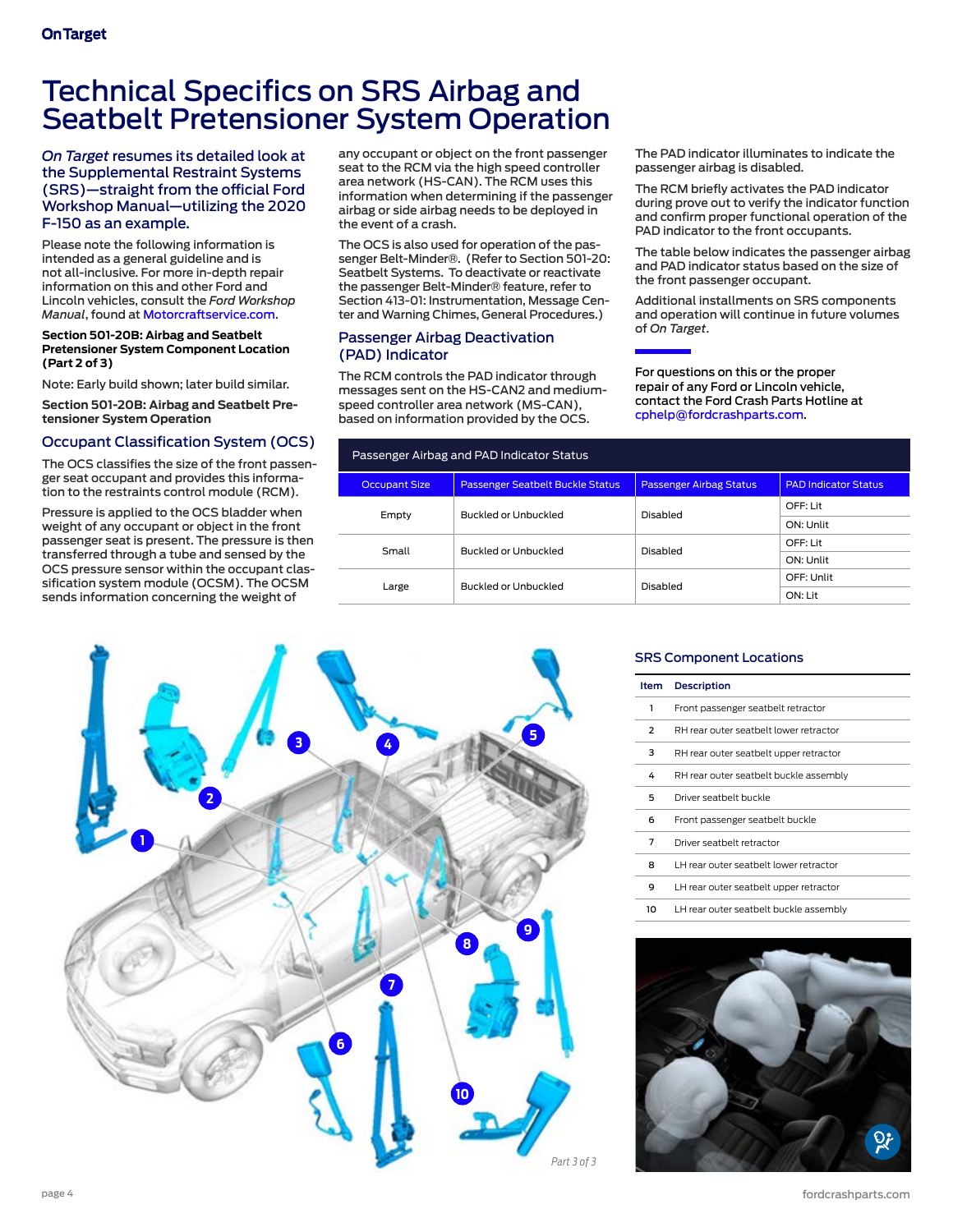# Technical Specifics on SRS Airbag and Seatbelt Pretensioner System Operation

## *On Target* resumes its detailed look at the Supplemental Restraint Systems (SRS)—straight from the official Ford Workshop Manual—utilizing the 2020 F-150 as an example.

Please note the following information is intended as a general guideline and is not all-inclusive. For more in-depth repair information on this and other Ford and Lincoln vehicles, consult the *Ford Workshop Manual*, found at Motorcraftservice.com.

**Section 501-20B: Airbag and Seatbelt Pretensioner System Component Location (Part 2 of 3)**

Note: Early build shown; later build similar.

**Section 501-20B: Airbag and Seatbelt Pretensioner System Operation**

### Occupant Classification System (OCS)

The OCS classifies the size of the front passenger seat occupant and provides this information to the restraints control module (RCM).

Pressure is applied to the OCS bladder when weight of any occupant or object in the front passenger seat is present. The pressure is then transferred through a tube and sensed by the OCS pressure sensor within the occupant classification system module (OCSM). The OCSM sends information concerning the weight of any occupant or object on the front passenger seat to the RCM via the high speed controller area network (HS-CAN). The RCM uses this information when determining if the passenger airbag or side airbag needs to be deployed in the event of a crash.

The OCS is also used for operation of the passenger Belt-Minder®. (Refer to Section 501-20: Seatbelt Systems. To deactivate or reactivate the passenger Belt-Minder® feature, refer to Section 413-01: Instrumentation, Message Center and Warning Chimes, General Procedures.)

### Passenger Airbag Deactivation (PAD) Indicator

The RCM controls the PAD indicator through messages sent on the HS-CAN2 and medium-speed controller area network (MS-CAN), based on information provided by the OCS.

The PAD indicator illuminates to indicate the passenger airbag is disabled.

The RCM briefly activates the PAD indicator during prove out to verify the indicator function and confirm proper functional operation of the PAD indicator to the front passenger occupant.

The table below indicates the passenger airbag and PAD indicator status based on the size of the front passenger occupant.

Additional installments on SRS components and operation will continue in future volumes of *On Target*.

For questions on this or the proper repair of any Ford or Lincoln vehicle, contact the Ford Crash Parts Hotline at cphelp@fordcrashparts.com.

**Passenger Airbag and PAD Indicator Status**

| Occupant Size | Passenger Seatbelt Buckle Status | Passenger Airbag Status | PAD Indicator Status |
|---|---|---|---|
| Empty | Buckled or Unbuckled | Disabled | OFF: Lit |
| | | | ON: Unlit |
| Small | Buckled or Unbuckled | Disabled | OFF: Lit |
| | | | ON: Unlit |
| Large | Buckled or Unbuckled | Disabled | OFF: Unlit |
| | | | ON: Lit |

*Part 3 of 3*

### SRS Component Locations

| Item | Description |
|---|---|
| 1 | Front passenger seatbelt retractor |
| 2 | RH rear outer seatbelt lower retractor |
| 3 | RH rear outer seatbelt upper retractor |
| 4 | RH rear outer seatbelt buckle assembly |
| 5 | Driver seatbelt buckle |
| 6 | Front passenger seatbelt buckle |
| 7 | Driver seatbelt retractor |
| 8 | LH rear outer seatbelt lower retractor |
| 9 | LH rear outer seatbelt upper retractor |
| 10 | LH rear outer seatbelt buckle assembly |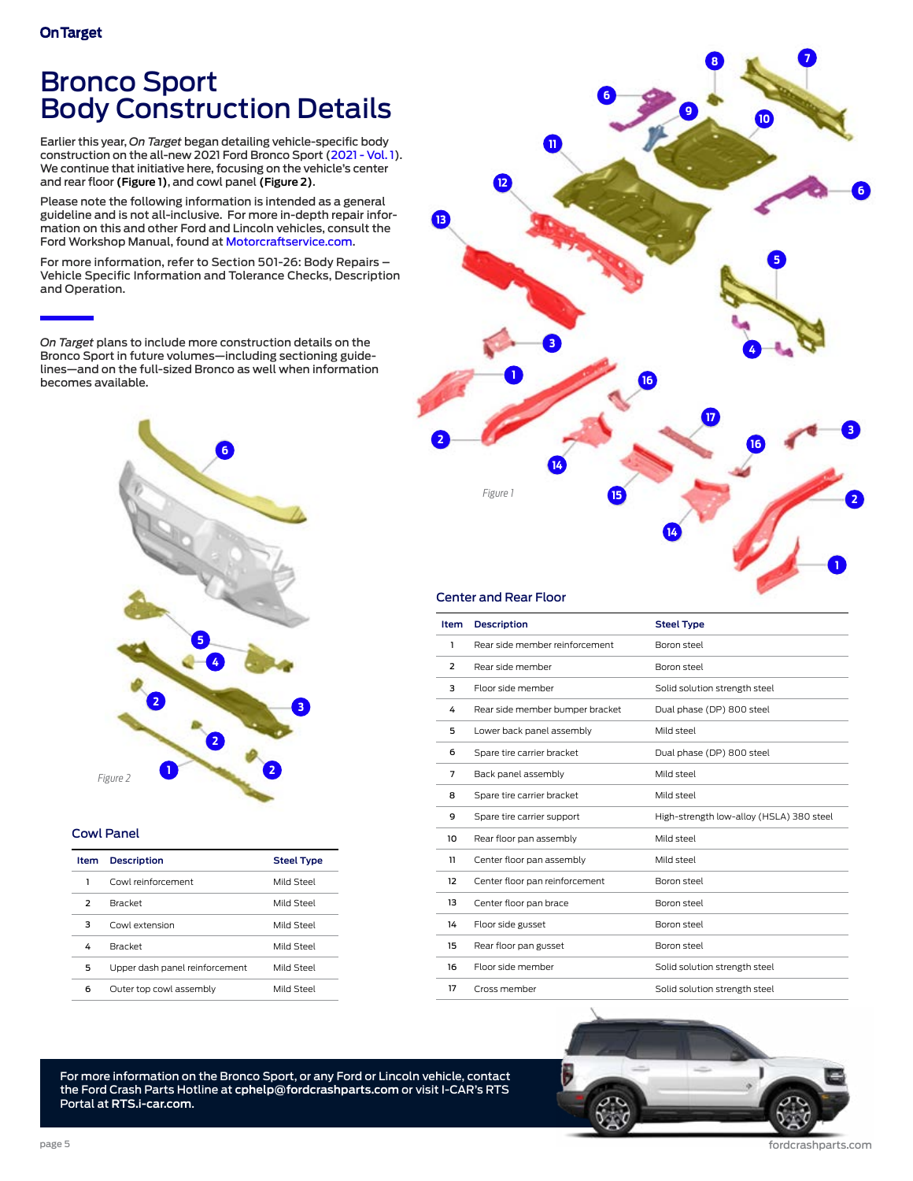# Bronco Sport Body Construction Details

Earlier this year, *On Target* began detailing vehicle-specific body construction on the all-new 2021 Ford Bronco Sport (2021 - Vol. 1). We continue that initiative here, focusing on the vehicle's center and rear floor **(Figure 1)**, and cowl panel **(Figure 2)**.

Please note the following information is intended as a general guideline and is not all-inclusive. For more in-depth repair information on this and other Ford and Lincoln vehicles, consult the Ford Workshop Manual, found at Motorcraftservice.com.

For more information, refer to Section 501-26: Body Repairs – Vehicle Specific Information and Tolerance Checks, Description and Operation.

*On Target* plans to include more construction details on the Bronco Sport in future volumes—including sectioning guidelines—and on the full-sized Bronco as well when information becomes available.

*Figure 2*

## Cowl Panel

| Item | Description | Steel Type |
|---|---|---|
| 1 | Cowl reinforcement | Mild Steel |
| 2 | Bracket | Mild Steel |
| 3 | Cowl extension | Mild Steel |
| 4 | Bracket | Mild Steel |
| 5 | Upper dash panel reinforcement | Mild Steel |
| 6 | Outer top cowl assembly | Mild Steel |

*Figure 1*

## Center and Rear Floor

| Item | Description | Steel Type |
|---|---|---|
| 1 | Rear side member reinforcement | Boron steel |
| 2 | Rear side member | Boron steel |
| 3 | Floor side member | Solid solution strength steel |
| 4 | Rear side member bumper bracket | Dual phase (DP) 800 steel |
| 5 | Lower back panel assembly | Mild steel |
| 6 | Spare tire carrier bracket | Dual phase (DP) 800 steel |
| 7 | Back panel assembly | Mild steel |
| 8 | Spare tire carrier bracket | Mild steel |
| 9 | Spare tire carrier support | High-strength low-alloy (HSLA) 380 steel |
| 10 | Rear floor pan assembly | Mild steel |
| 11 | Center floor pan assembly | Mild steel |
| 12 | Center floor pan reinforcement | Boron steel |
| 13 | Center floor pan brace | Boron steel |
| 14 | Floor side gusset | Boron steel |
| 15 | Rear floor pan gusset | Boron steel |
| 16 | Floor side member | Solid solution strength steel |
| 17 | Cross member | Solid solution strength steel |

For more information on the Bronco Sport, or any Ford or Lincoln vehicle, contact the Ford Crash Parts Hotline at **cphelp@fordcrashparts.com** or visit I-CAR's RTS Portal at **RTS.i-car.com.**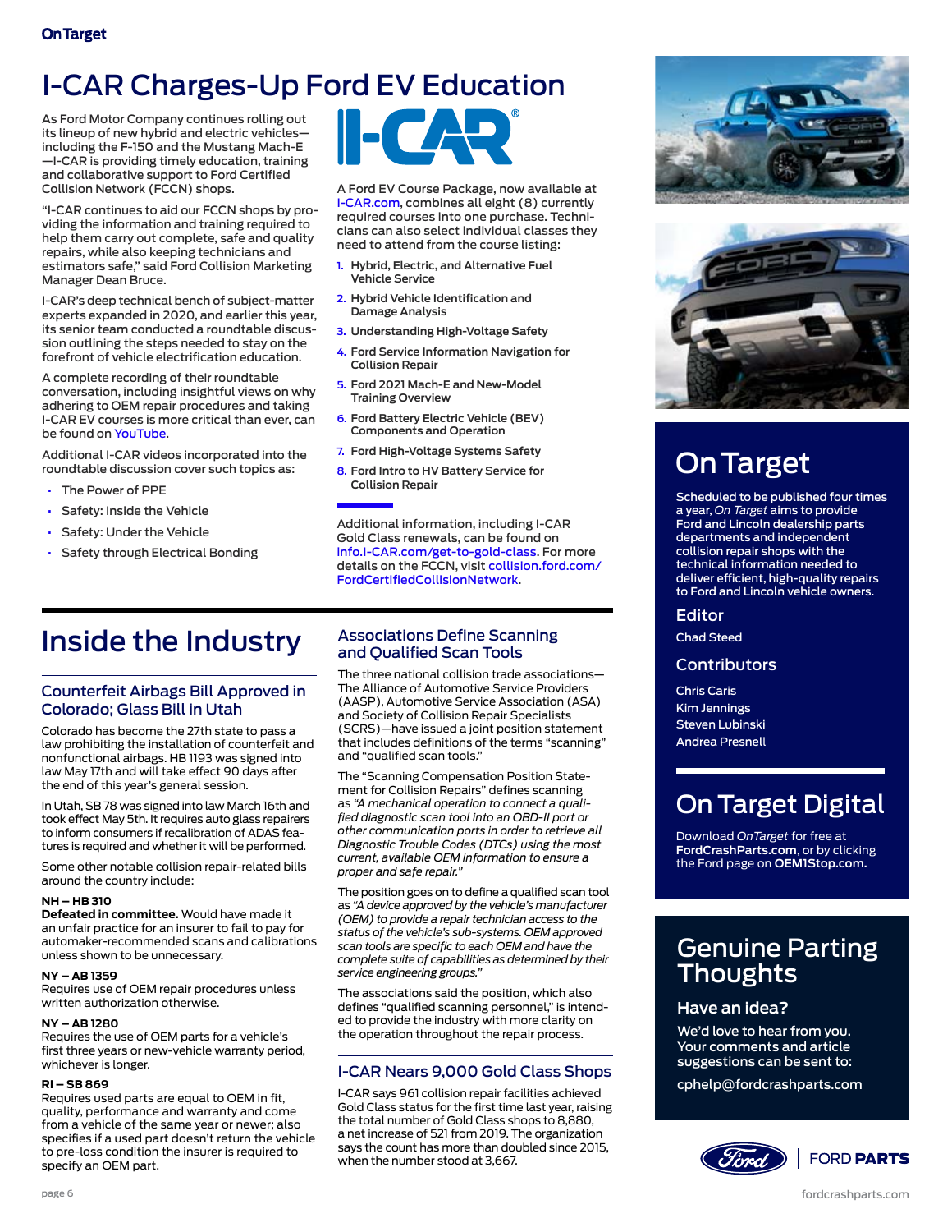# I-CAR Charges-Up Ford EV Education

As Ford Motor Company continues rolling out its lineup of new hybrid and electric vehicles—including the F-150 and the Mustang Mach-E—I-CAR is providing timely education, training and collaborative support to Ford Certified Collision Network (FCCN) shops.

"I-CAR continues to aid our FCCN shops by providing the information and training required to help them carry out complete, safe and quality repairs, while also keeping technicians and estimators safe," said Ford Collision Marketing Manager Dean Bruce.

I-CAR's deep technical bench of subject-matter experts expanded in 2020, and earlier this year, its senior team conducted a roundtable discussion outlining the steps needed to stay on the forefront of vehicle electrification education.

A complete recording of their roundtable conversation, including insightful views on why adhering to OEM repair procedures and taking I-CAR EV courses is more critical than ever, can be found on YouTube.

Additional I-CAR videos incorporated into the roundtable discussion cover such topics as:

- The Power of PPE
- Safety: Inside the Vehicle
- Safety: Under the Vehicle
- Safety through Electrical Bonding

A Ford EV Course Package, now available at I-CAR.com, combines all eight (8) currently required courses into one purchase. Technicians can also select individual classes they need to attend from the course listing:

1. **Hybrid, Electric, and Alternative Fuel Vehicle Service**
2. **Hybrid Vehicle Identification and Damage Analysis**
3. **Understanding High-Voltage Safety**
4. **Ford Service Information Navigation for Collision Repair**
5. **Ford 2021 Mach-E and New-Model Training Overview**
6. **Ford Battery Electric Vehicle (BEV) Components and Operation**
7. **Ford High-Voltage Systems Safety**
8. **Ford Intro to HV Battery Service for Collision Repair**

Additional information, including I-CAR Gold Class renewals, can be found on info.I-CAR.com/get-to-gold-class. For more details on the FCCN, visit collision.ford.com/FordCertifiedCollisionNetwork.

# Inside the Industry

## Counterfeit Airbags Bill Approved in Colorado; Glass Bill in Utah

Colorado has become the 27th state to pass a law prohibiting the installation of counterfeit and nonfunctional airbags. HB 1193 was signed into law May 17th and will take effect 90 days after the end of this year's general session.

In Utah, SB 78 was signed into law March 16th and took effect May 5th. It requires auto glass repairers to inform consumers if recalibration of ADAS features is required and whether it will be performed.

Some other notable collision repair-related bills around the country include:

**NH – HB 310**
**Defeated in committee.** Would have made it an unfair practice for an insurer to fail to pay for automaker-recommended scans and calibrations unless shown to be unnecessary.

**NY – AB 1359**
Requires use of OEM repair procedures unless written authorization otherwise.

**NY – AB 1280**
Requires the use of OEM parts for a vehicle's first three years or new-vehicle warranty period, whichever is longer.

**RI – SB 869**
Requires used parts are equal to OEM in fit, quality, performance and warranty and come from a vehicle of the same year or newer; also specifies if a used part doesn't return the vehicle to pre-loss condition the insurer is required to specify an OEM part.

## Associations Define Scanning and Qualified Scan Tools

The three national collision trade associations—The Alliance of Automotive Service Providers (AASP), Automotive Service Association (ASA) and Society of Collision Repair Specialists (SCRS)—have issued a joint position statement that includes definitions of the terms "scanning" and "qualified scan tools."

The "Scanning Compensation Position Statement for Collision Repairs" defines scanning as *"A mechanical operation to connect a qualified diagnostic scan tool into an OBD-II port or other communication ports in order to retrieve all Diagnostic Trouble Codes (DTCs) using the most current, available OEM information to ensure a proper and safe repair."*

The position goes on to define a qualified scan tool as *"A device approved by the vehicle's manufacturer (OEM) to provide a repair technician access to the status of the vehicle's sub-systems. OEM approved scan tools are specific to each OEM and have the complete suite of capabilities as determined by their service engineering groups."*

The associations said the position, which also defines "qualified scanning personnel," is intended to provide the industry with more clarity on the operation throughout the repair process.

## I-CAR Nears 9,000 Gold Class Shops

I-CAR says 961 collision repair facilities achieved Gold Class status for the first time last year, raising the total number of Gold Class shops to 8,880, a net increase of 521 from 2019. The organization says the count has more than doubled since 2015, when the number stood at 3,667.

# On Target

Scheduled to be published four times a year, *On Target* aims to provide Ford and Lincoln dealership parts departments and independent collision repair shops with the technical information needed to deliver efficient, high-quality repairs to Ford and Lincoln vehicle owners.

## Editor

Chad Steed

## Contributors

Chris Caris
Kim Jennings
Steven Lubinski
Andrea Presnell

# On Target Digital

Download *On Target* for free at **FordCrashParts.com**, or by clicking the Ford page on **OEM1Stop.com.**

# Genuine Parting Thoughts

## Have an idea?

We'd love to hear from you. Your comments and article suggestions can be sent to:

cphelp@fordcrashparts.com